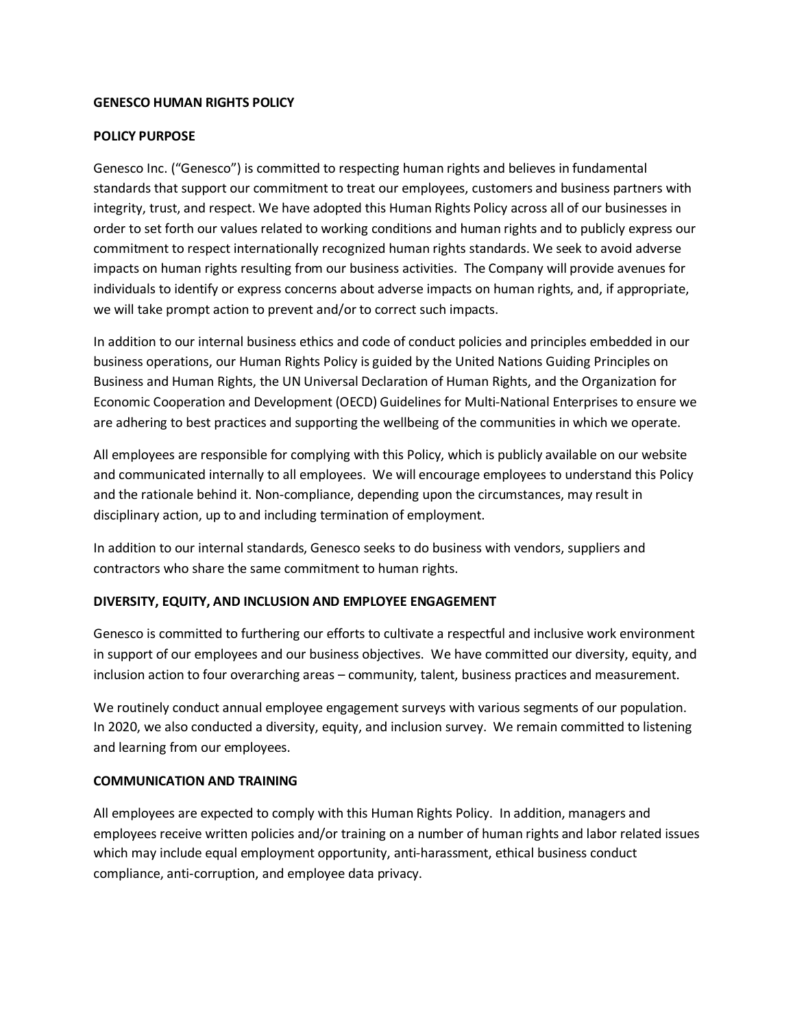# GENESCO HUMAN RIGHTS POLICY

## POLICY PURPOSE

Genesco Inc. ("Genesco") is committed to respecting human rights and believes in fundamental standards that support our commitment to treat our employees, customers and business partners with integrity, trust, and respect. We have adopted this Human Rights Policy across all of our businesses in order to set forth our values related to working conditions and human rights and to publicly express our commitment to respect internationally recognized human rights standards. We seek to avoid adverse impacts on human rights resulting from our business activities. The Company will provide avenues for individuals to identify or express concerns about adverse impacts on human rights, and, if appropriate, we will take prompt action to prevent and/or to correct such impacts.

In addition to our internal business ethics and code of conduct policies and principles embedded in our business operations, our Human Rights Policy is guided by the United Nations Guiding Principles on Business and Human Rights, the UN Universal Declaration of Human Rights, and the Organization for Economic Cooperation and Development (OECD) Guidelines for Multi-National Enterprises to ensure we are adhering to best practices and supporting the wellbeing of the communities in which we operate.

All employees are responsible for complying with this Policy, which is publicly available on our website and communicated internally to all employees. We will encourage employees to understand this Policy and the rationale behind it. Non-compliance, depending upon the circumstances, may result in disciplinary action, up to and including termination of employment.

In addition to our internal standards, Genesco seeks to do business with vendors, suppliers and contractors who share the same commitment to human rights.

## DIVERSITY, EQUITY, AND INCLUSION AND EMPLOYEE ENGAGEMENT

Genesco is committed to furthering our efforts to cultivate a respectful and inclusive work environment in support of our employees and our business objectives. We have committed our diversity, equity, and inclusion action to four overarching areas – community, talent, business practices and measurement.

We routinely conduct annual employee engagement surveys with various segments of our population. In 2020, we also conducted a diversity, equity, and inclusion survey. We remain committed to listening and learning from our employees.

## COMMUNICATION AND TRAINING

All employees are expected to comply with this Human Rights Policy. In addition, managers and employees receive written policies and/or training on a number of human rights and labor related issues which may include equal employment opportunity, anti-harassment, ethical business conduct compliance, anti-corruption, and employee data privacy.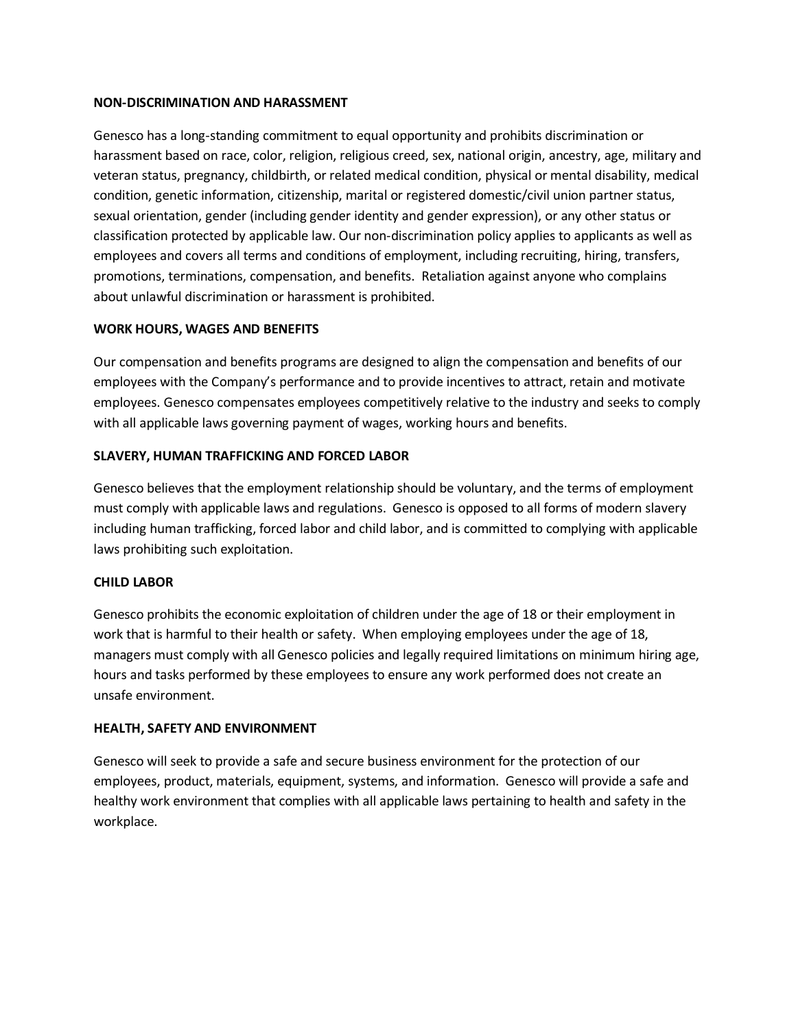## NON-DISCRIMINATION AND HARASSMENT

Genesco has a long-standing commitment to equal opportunity and prohibits discrimination or harassment based on race, color, religion, religious creed, sex, national origin, ancestry, age, military and veteran status, pregnancy, childbirth, or related medical condition, physical or mental disability, medical condition, genetic information, citizenship, marital or registered domestic/civil union partner status, sexual orientation, gender (including gender identity and gender expression), or any other status or classification protected by applicable law. Our non-discrimination policy applies to applicants as well as employees and covers all terms and conditions of employment, including recruiting, hiring, transfers, promotions, terminations, compensation, and benefits. Retaliation against anyone who complains about unlawful discrimination or harassment is prohibited.

## WORK HOURS, WAGES AND BENEFITS

Our compensation and benefits programs are designed to align the compensation and benefits of our employees with the Company's performance and to provide incentives to attract, retain and motivate employees. Genesco compensates employees competitively relative to the industry and seeks to comply with all applicable laws governing payment of wages, working hours and benefits.

## SLAVERY, HUMAN TRAFFICKING AND FORCED LABOR

Genesco believes that the employment relationship should be voluntary, and the terms of employment must comply with applicable laws and regulations. Genesco is opposed to all forms of modern slavery including human trafficking, forced labor and child labor, and is committed to complying with applicable laws prohibiting such exploitation.

## CHILD LABOR

Genesco prohibits the economic exploitation of children under the age of 18 or their employment in work that is harmful to their health or safety. When employing employees under the age of 18, managers must comply with all Genesco policies and legally required limitations on minimum hiring age, hours and tasks performed by these employees to ensure any work performed does not create an unsafe environment.

## HEALTH, SAFETY AND ENVIRONMENT

Genesco will seek to provide a safe and secure business environment for the protection of our employees, product, materials, equipment, systems, and information. Genesco will provide a safe and healthy work environment that complies with all applicable laws pertaining to health and safety in the workplace.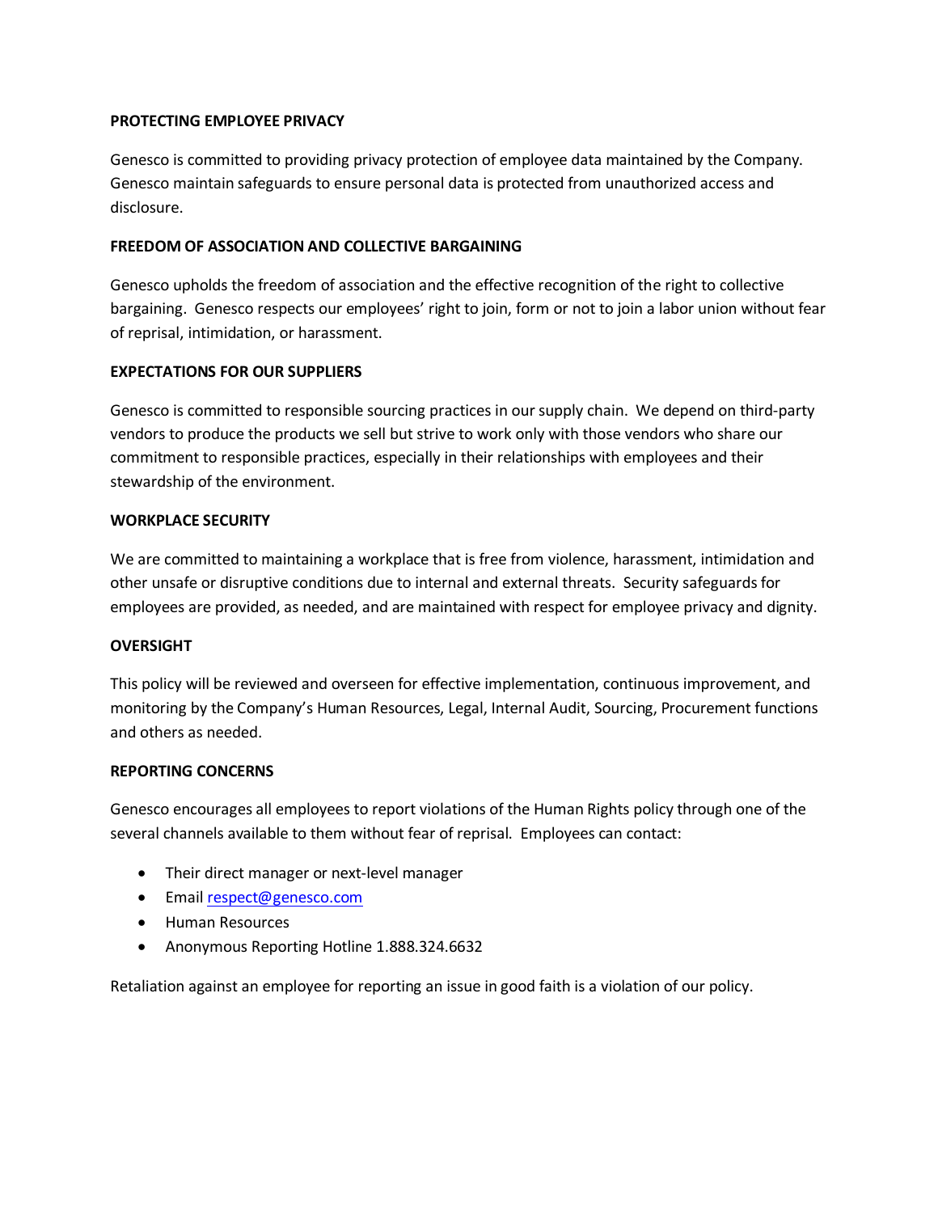## PROTECTING EMPLOYEE PRIVACY

Genesco is committed to providing privacy protection of employee data maintained by the Company. Genesco maintain safeguards to ensure personal data is protected from unauthorized access and disclosure.

## FREEDOM OF ASSOCIATION AND COLLECTIVE BARGAINING

Genesco upholds the freedom of association and the effective recognition of the right to collective bargaining. Genesco respects our employees' right to join, form or not to join a labor union without fear of reprisal, intimidation, or harassment.

## EXPECTATIONS FOR OUR SUPPLIERS

Genesco is committed to responsible sourcing practices in our supply chain. We depend on third-party vendors to produce the products we sell but strive to work only with those vendors who share our commitment to responsible practices, especially in their relationships with employees and their stewardship of the environment.

## WORKPLACE SECURITY

We are committed to maintaining a workplace that is free from violence, harassment, intimidation and other unsafe or disruptive conditions due to internal and external threats. Security safeguards for employees are provided, as needed, and are maintained with respect for employee privacy and dignity.

## OVERSIGHT

This policy will be reviewed and overseen for effective implementation, continuous improvement, and monitoring by the Company's Human Resources, Legal, Internal Audit, Sourcing, Procurement functions and others as needed.

## REPORTING CONCERNS

Genesco encourages all employees to report violations of the Human Rights policy through one of the several channels available to them without fear of reprisal. Employees can contact:

- Their direct manager or next-level manager
- Email respect@genesco.com
- Human Resources
- Anonymous Reporting Hotline 1.888.324.6632

Retaliation against an employee for reporting an issue in good faith is a violation of our policy.